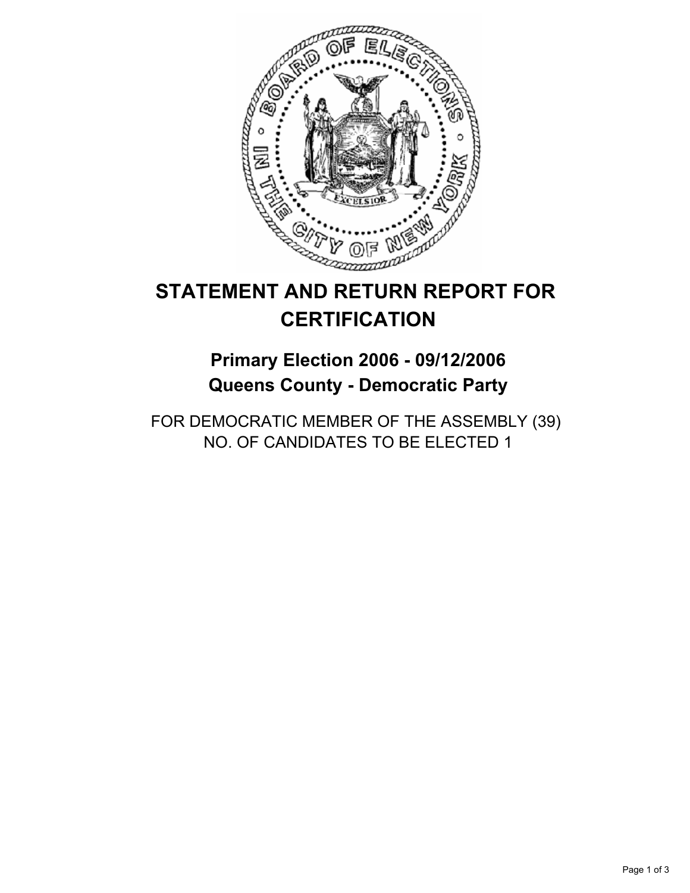# STATEMENT AND RETURN REPORT FOR CERTIFICATION

## Primary Election 2006 - 09/12/2006
## Queens County - Democratic Party

FOR DEMOCRATIC MEMBER OF THE ASSEMBLY (39)
NO. OF CANDIDATES TO BE ELECTED 1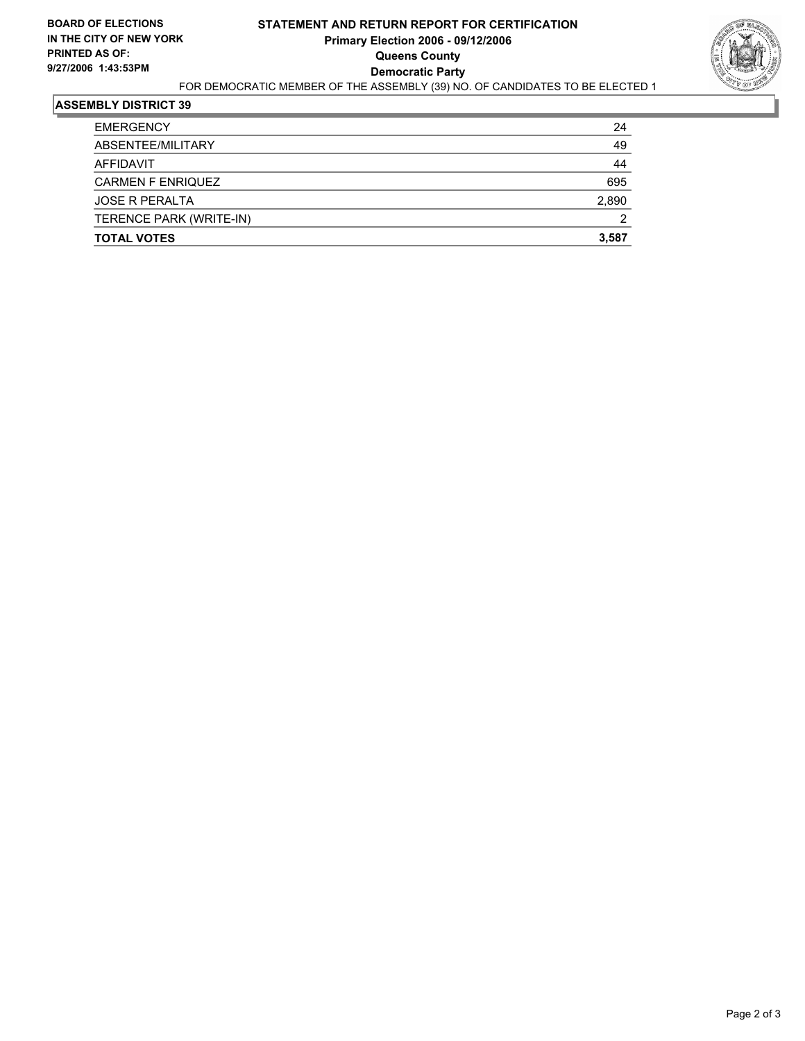**BOARD OF ELECTIONS IN THE CITY OF NEW YORK PRINTED AS OF: 9/27/2006 1:43:53PM**

# STATEMENT AND RETURN REPORT FOR CERTIFICATION
## Primary Election 2006 - 09/12/2006
## Queens County
## Democratic Party

FOR DEMOCRATIC MEMBER OF THE ASSEMBLY (39) NO. OF CANDIDATES TO BE ELECTED 1

### ASSEMBLY DISTRICT 39

| | |
|---|---|
| EMERGENCY | 24 |
| ABSENTEE/MILITARY | 49 |
| AFFIDAVIT | 44 |
| CARMEN F ENRIQUEZ | 695 |
| JOSE R PERALTA | 2,890 |
| TERENCE PARK (WRITE-IN) | 2 |
| **TOTAL VOTES** | **3,587** |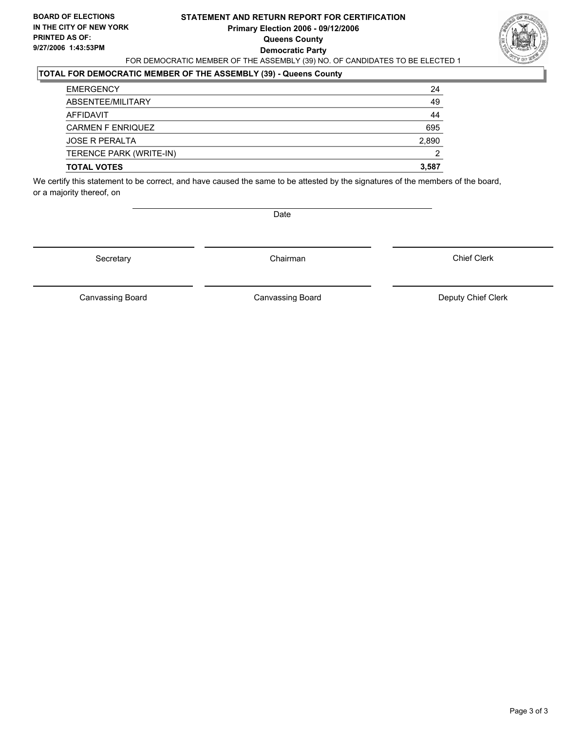**BOARD OF ELECTIONS IN THE CITY OF NEW YORK PRINTED AS OF: 9/27/2006 1:43:53PM**

**STATEMENT AND RETURN REPORT FOR CERTIFICATION**
**Primary Election 2006 - 09/12/2006**
**Queens County**
**Democratic Party**

FOR DEMOCRATIC MEMBER OF THE ASSEMBLY (39) NO. OF CANDIDATES TO BE ELECTED 1

**TOTAL FOR DEMOCRATIC MEMBER OF THE ASSEMBLY (39) - Queens County**

| | |
|---|---|
| EMERGENCY | 24 |
| ABSENTEE/MILITARY | 49 |
| AFFIDAVIT | 44 |
| CARMEN F ENRIQUEZ | 695 |
| JOSE R PERALTA | 2,890 |
| TERENCE PARK (WRITE-IN) | 2 |
| **TOTAL VOTES** | **3,587** |

We certify this statement to be correct, and have caused the same to be attested by the signatures of the members of the board, or a majority thereof, on

Date

| | | |
|---|---|---|
| Secretary | Chairman | Chief Clerk |
| Canvassing Board | Canvassing Board | Deputy Chief Clerk |